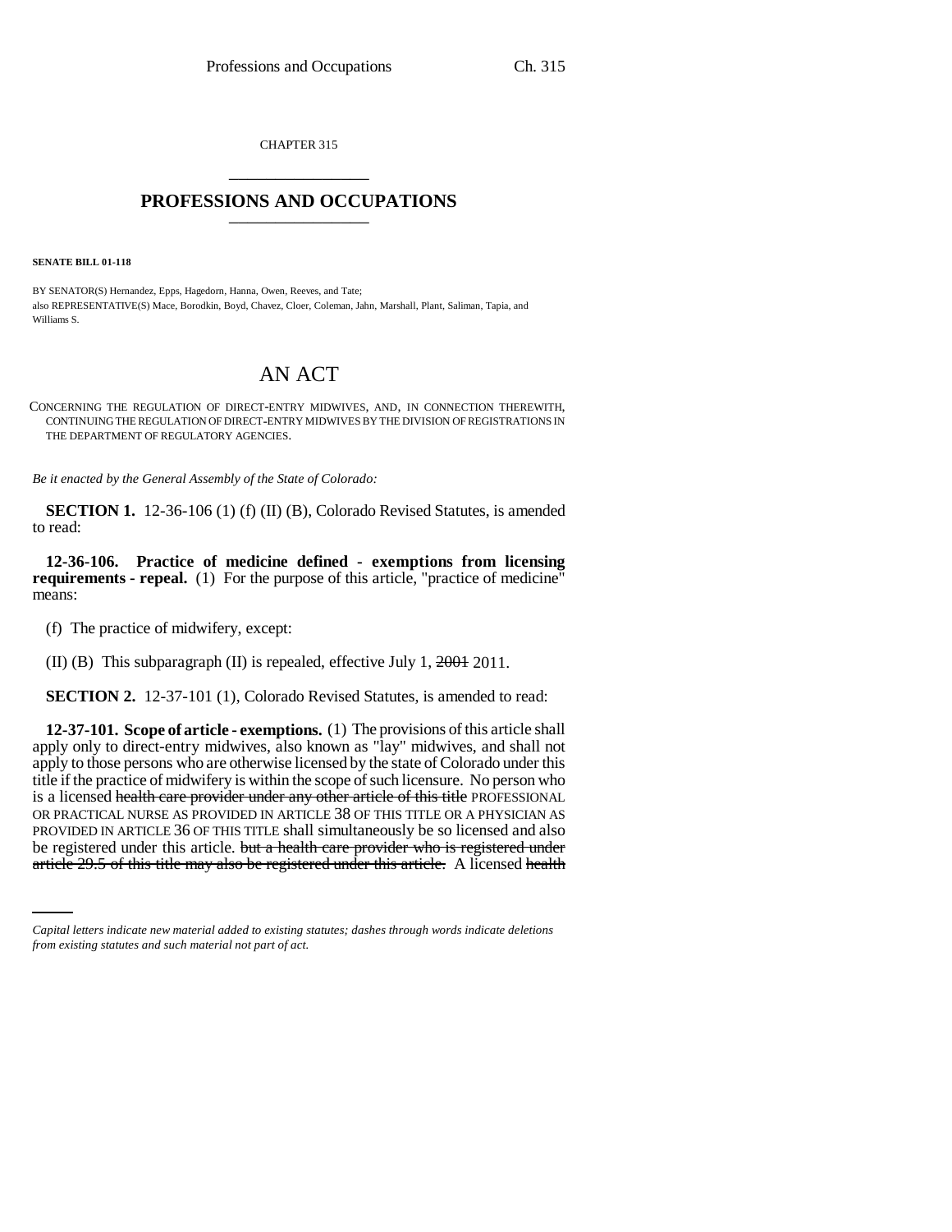CHAPTER 315

# PROFESSIONS AND OCCUPATIONS

**SENATE BILL 01-118**

BY SENATOR(S) Hernandez, Epps, Hagedorn, Hanna, Owen, Reeves, and Tate;
also REPRESENTATIVE(S) Mace, Borodkin, Boyd, Chavez, Cloer, Coleman, Jahn, Marshall, Plant, Saliman, Tapia, and Williams S.

## AN ACT

CONCERNING THE REGULATION OF DIRECT-ENTRY MIDWIVES, AND, IN CONNECTION THEREWITH, CONTINUING THE REGULATION OF DIRECT-ENTRY MIDWIVES BY THE DIVISION OF REGISTRATIONS IN THE DEPARTMENT OF REGULATORY AGENCIES.

*Be it enacted by the General Assembly of the State of Colorado:*

**SECTION 1.** 12-36-106 (1) (f) (II) (B), Colorado Revised Statutes, is amended to read:

**12-36-106. Practice of medicine defined - exemptions from licensing requirements - repeal.** (1) For the purpose of this article, "practice of medicine" means:

(f) The practice of midwifery, except:

(II) (B) This subparagraph (II) is repealed, effective July 1, ~~2001~~ 2011.

**SECTION 2.** 12-37-101 (1), Colorado Revised Statutes, is amended to read:

**12-37-101. Scope of article - exemptions.** (1) The provisions of this article shall apply only to direct-entry midwives, also known as "lay" midwives, and shall not apply to those persons who are otherwise licensed by the state of Colorado under this title if the practice of midwifery is within the scope of such licensure. No person who is a licensed ~~health care provider under any other article of this title~~ PROFESSIONAL OR PRACTICAL NURSE AS PROVIDED IN ARTICLE 38 OF THIS TITLE OR A PHYSICIAN AS PROVIDED IN ARTICLE 36 OF THIS TITLE shall simultaneously be so licensed and also be registered under this article. ~~but a health care provider who is registered under article 29.5 of this title may also be registered under this article.~~ A licensed ~~health~~

*Capital letters indicate new material added to existing statutes; dashes through words indicate deletions from existing statutes and such material not part of act.*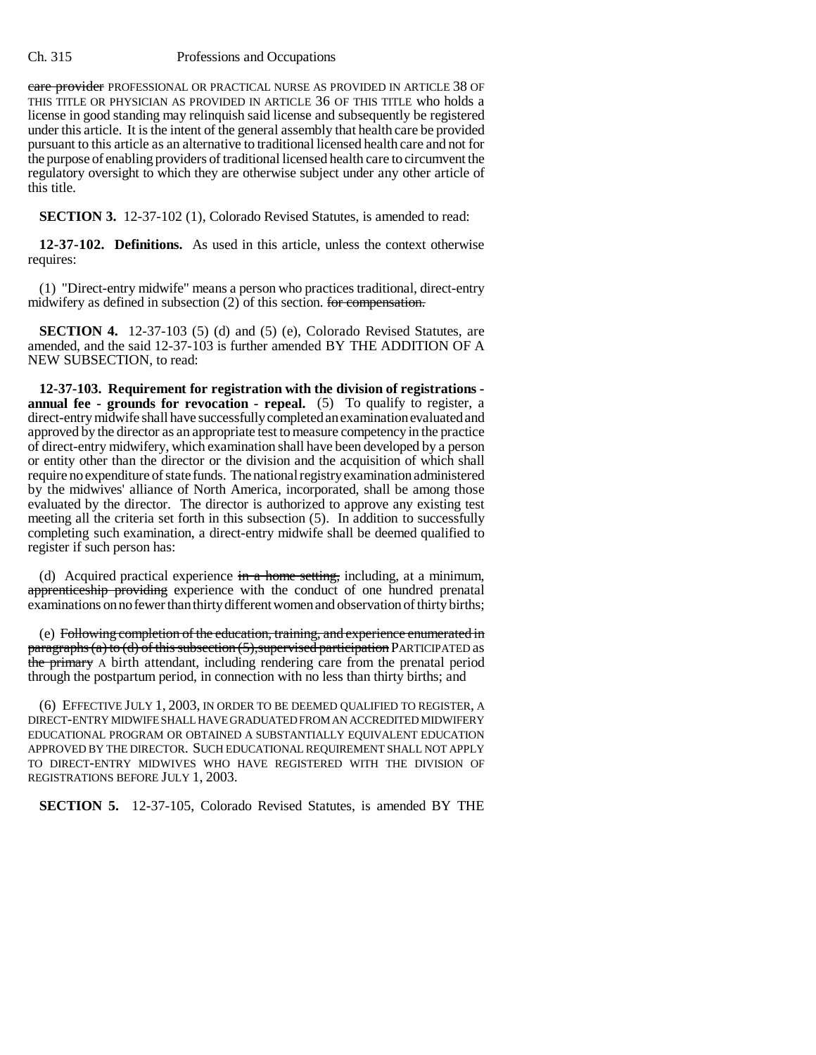care provider PROFESSIONAL OR PRACTICAL NURSE AS PROVIDED IN ARTICLE 38 OF THIS TITLE OR PHYSICIAN AS PROVIDED IN ARTICLE 36 OF THIS TITLE who holds a license in good standing may relinquish said license and subsequently be registered under this article. It is the intent of the general assembly that health care be provided pursuant to this article as an alternative to traditional licensed health care and not for the purpose of enabling providers of traditional licensed health care to circumvent the regulatory oversight to which they are otherwise subject under any other article of this title.

**SECTION 3.** 12-37-102 (1), Colorado Revised Statutes, is amended to read:

**12-37-102. Definitions.** As used in this article, unless the context otherwise requires:

(1) "Direct-entry midwife" means a person who practices traditional, direct-entry midwifery as defined in subsection (2) of this section. ~~for compensation.~~

**SECTION 4.** 12-37-103 (5) (d) and (5) (e), Colorado Revised Statutes, are amended, and the said 12-37-103 is further amended BY THE ADDITION OF A NEW SUBSECTION, to read:

**12-37-103. Requirement for registration with the division of registrations - annual fee - grounds for revocation - repeal.** (5) To qualify to register, a direct-entry midwife shall have successfully completed an examination evaluated and approved by the director as an appropriate test to measure competency in the practice of direct-entry midwifery, which examination shall have been developed by a person or entity other than the director or the division and the acquisition of which shall require no expenditure of state funds. The national registry examination administered by the midwives' alliance of North America, incorporated, shall be among those evaluated by the director. The director is authorized to approve any existing test meeting all the criteria set forth in this subsection (5). In addition to successfully completing such examination, a direct-entry midwife shall be deemed qualified to register if such person has:

(d) Acquired practical experience ~~in a home setting,~~ including, at a minimum, ~~apprenticeship providing~~ experience with the conduct of one hundred prenatal examinations on no fewer than thirty different women and observation of thirty births;

(e) ~~Following completion of the education, training, and experience enumerated in paragraphs (a) to (d) of this subsection (5), supervised participation~~ PARTICIPATED as ~~the primary~~ A birth attendant, including rendering care from the prenatal period through the postpartum period, in connection with no less than thirty births; and

(6) EFFECTIVE JULY 1, 2003, IN ORDER TO BE DEEMED QUALIFIED TO REGISTER, A DIRECT-ENTRY MIDWIFE SHALL HAVE GRADUATED FROM AN ACCREDITED MIDWIFERY EDUCATIONAL PROGRAM OR OBTAINED A SUBSTANTIALLY EQUIVALENT EDUCATION APPROVED BY THE DIRECTOR. SUCH EDUCATIONAL REQUIREMENT SHALL NOT APPLY TO DIRECT-ENTRY MIDWIVES WHO HAVE REGISTERED WITH THE DIVISION OF REGISTRATIONS BEFORE JULY 1, 2003.

**SECTION 5.** 12-37-105, Colorado Revised Statutes, is amended BY THE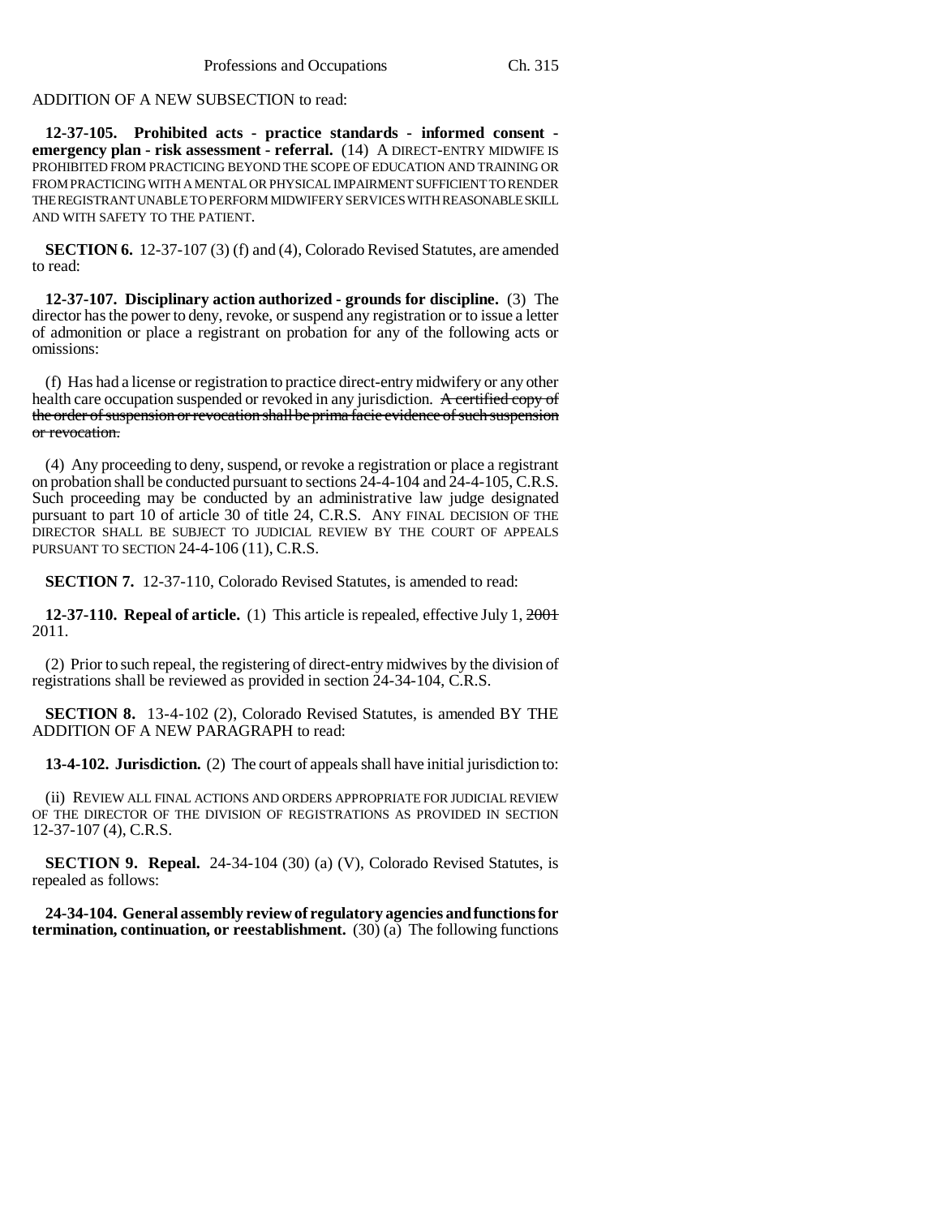ADDITION OF A NEW SUBSECTION to read:

**12-37-105. Prohibited acts - practice standards - informed consent - emergency plan - risk assessment - referral.** (14) A DIRECT-ENTRY MIDWIFE IS PROHIBITED FROM PRACTICING BEYOND THE SCOPE OF EDUCATION AND TRAINING OR FROM PRACTICING WITH A MENTAL OR PHYSICAL IMPAIRMENT SUFFICIENT TO RENDER THE REGISTRANT UNABLE TO PERFORM MIDWIFERY SERVICES WITH REASONABLE SKILL AND WITH SAFETY TO THE PATIENT.

**SECTION 6.** 12-37-107 (3) (f) and (4), Colorado Revised Statutes, are amended to read:

**12-37-107. Disciplinary action authorized - grounds for discipline.** (3) The director has the power to deny, revoke, or suspend any registration or to issue a letter of admonition or place a registrant on probation for any of the following acts or omissions:

(f) Has had a license or registration to practice direct-entry midwifery or any other health care occupation suspended or revoked in any jurisdiction. ~~A certified copy of the order of suspension or revocation shall be prima facie evidence of such suspension or revocation.~~

(4) Any proceeding to deny, suspend, or revoke a registration or place a registrant on probation shall be conducted pursuant to sections 24-4-104 and 24-4-105, C.R.S. Such proceeding may be conducted by an administrative law judge designated pursuant to part 10 of article 30 of title 24, C.R.S. ANY FINAL DECISION OF THE DIRECTOR SHALL BE SUBJECT TO JUDICIAL REVIEW BY THE COURT OF APPEALS PURSUANT TO SECTION 24-4-106 (11), C.R.S.

**SECTION 7.** 12-37-110, Colorado Revised Statutes, is amended to read:

**12-37-110. Repeal of article.** (1) This article is repealed, effective July 1, ~~2001~~ 2011.

(2) Prior to such repeal, the registering of direct-entry midwives by the division of registrations shall be reviewed as provided in section 24-34-104, C.R.S.

**SECTION 8.** 13-4-102 (2), Colorado Revised Statutes, is amended BY THE ADDITION OF A NEW PARAGRAPH to read:

**13-4-102. Jurisdiction.** (2) The court of appeals shall have initial jurisdiction to:

(ii) REVIEW ALL FINAL ACTIONS AND ORDERS APPROPRIATE FOR JUDICIAL REVIEW OF THE DIRECTOR OF THE DIVISION OF REGISTRATIONS AS PROVIDED IN SECTION 12-37-107 (4), C.R.S.

**SECTION 9. Repeal.** 24-34-104 (30) (a) (V), Colorado Revised Statutes, is repealed as follows:

**24-34-104. General assembly review of regulatory agencies and functions for termination, continuation, or reestablishment.** (30) (a) The following functions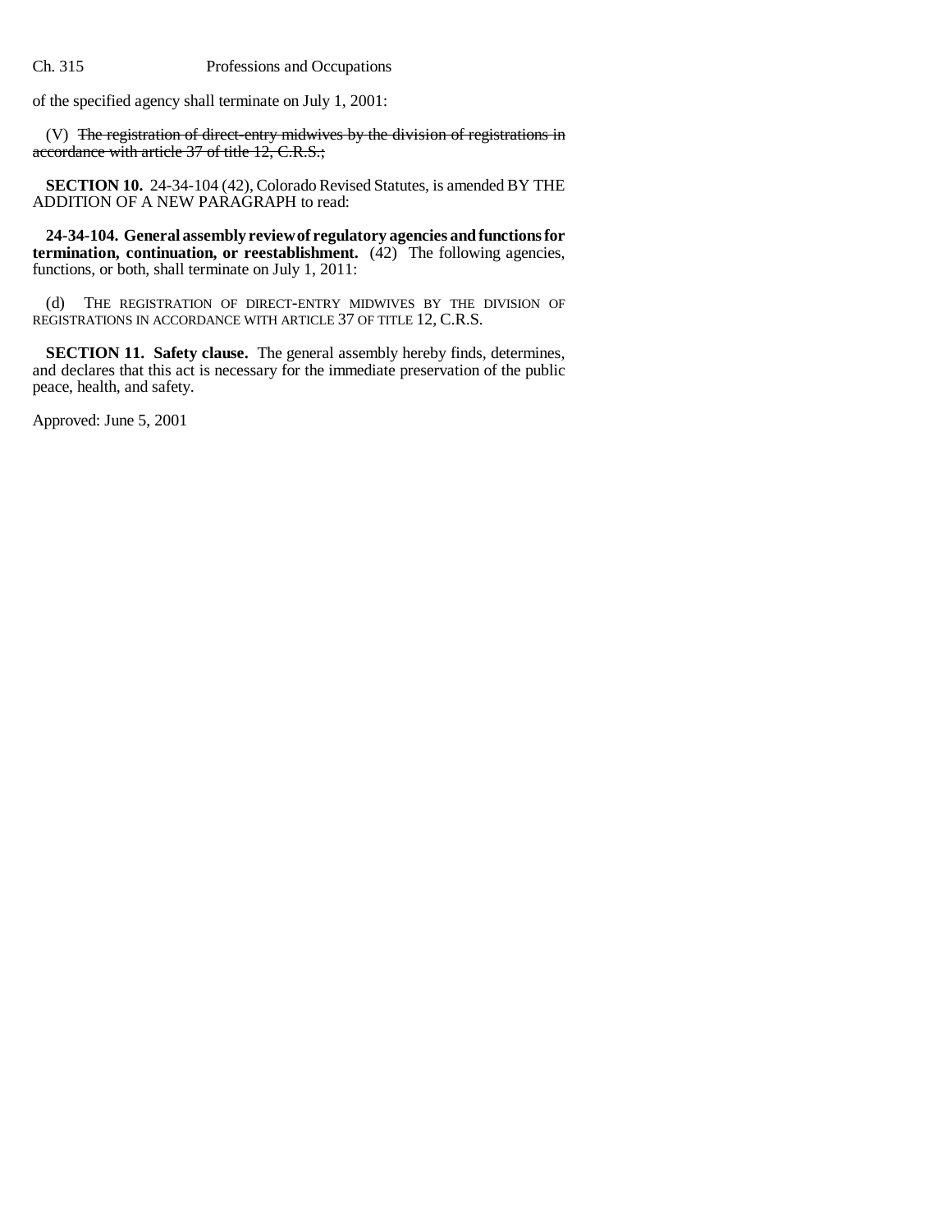of the specified agency shall terminate on July 1, 2001:

(V) ~~The registration of direct-entry midwives by the division of registrations in accordance with article 37 of title 12, C.R.S.;~~

**SECTION 10.** 24-34-104 (42), Colorado Revised Statutes, is amended BY THE ADDITION OF A NEW PARAGRAPH to read:

**24-34-104. General assembly review of regulatory agencies and functions for termination, continuation, or reestablishment.** (42) The following agencies, functions, or both, shall terminate on July 1, 2011:

(d) THE REGISTRATION OF DIRECT-ENTRY MIDWIVES BY THE DIVISION OF REGISTRATIONS IN ACCORDANCE WITH ARTICLE 37 OF TITLE 12, C.R.S.

**SECTION 11. Safety clause.** The general assembly hereby finds, determines, and declares that this act is necessary for the immediate preservation of the public peace, health, and safety.

Approved: June 5, 2001